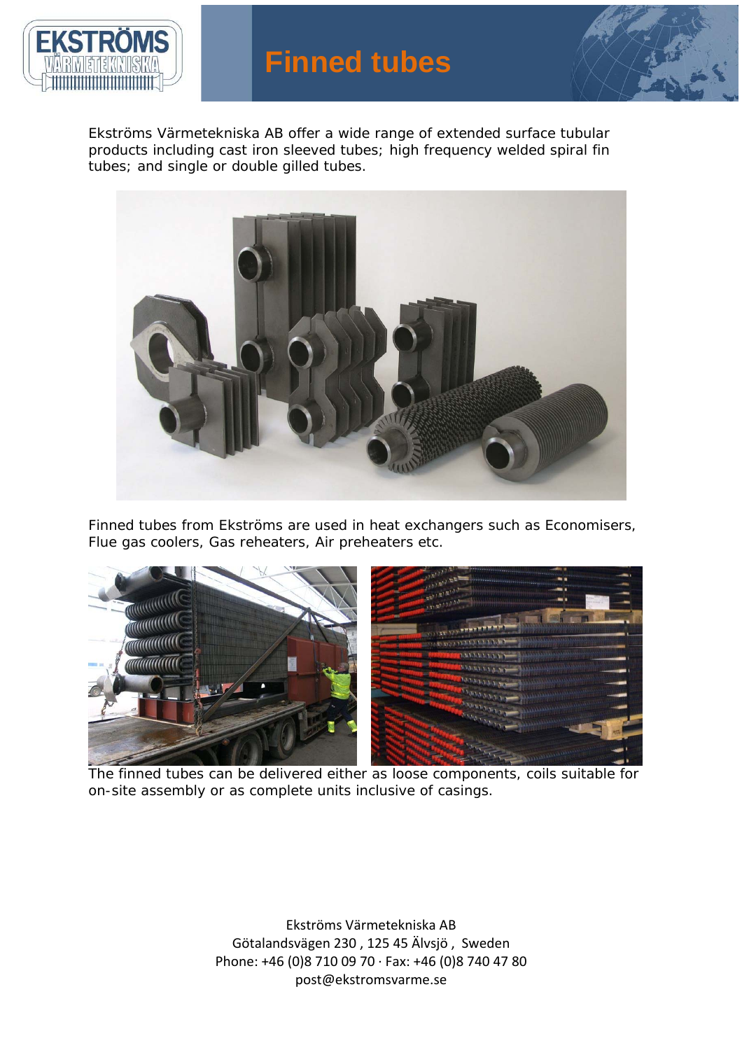# Finned tubes

Ekströms Värmetekniska AB offer a wide range of extended surface tubular products including cast iron sleeved tubes; high frequency welded spiral fin tubes; and single or double gilled tubes.

Finned tubes from Ekströms are used in heat exchangers such as Economisers, Flue gas coolers, Gas reheaters, Air preheaters etc.

The finned tubes can be delivered either as loose components, coils suitable for on-site assembly or as complete units inclusive of casings.

Ekströms Värmetekniska AB
Götalandsvägen 230 , 125 45 Älvsjö , Sweden
Phone: +46 (0)8 710 09 70 · Fax: +46 (0)8 740 47 80
post@ekstromsvarme.se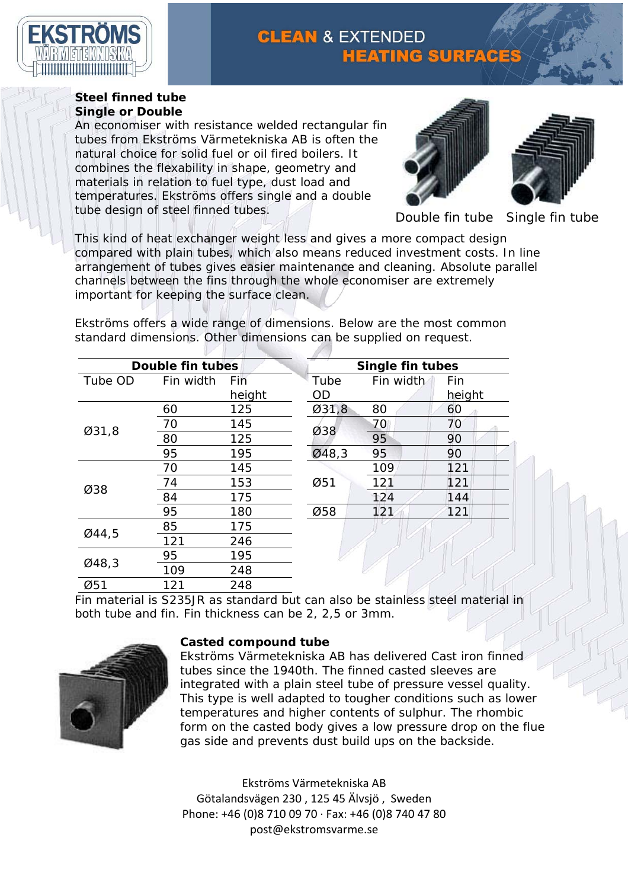**CLEAN** & EXTENDED
**HEATING SURFACES**

**Steel finned tube**
**Single or Double**

An economiser with resistance welded rectangular fin tubes from Ekströms Värmetekniska AB is often the natural choice for solid fuel or oil fired boilers. It combines the flexability in shape, geometry and materials in relation to fuel type, dust load and temperatures. Ekströms offers single and a double tube design of steel finned tubes.

Double fin tube   Single fin tube

This kind of heat exchanger weight less and gives a more compact design compared with plain tubes, which also means reduced investment costs. In line arrangement of tubes gives easier maintenance and cleaning. Absolute parallel channels between the fins through the whole economiser are extremely important for keeping the surface clean.

Ekströms offers a wide range of dimensions. Below are the most common standard dimensions. Other dimensions can be supplied on request.

**Double fin tubes**

| Tube OD | Fin width | Fin height |
|---|---|---|
| Ø31,8 | 60 | 125 |
| | 70 | 145 |
| | 80 | 125 |
| | 95 | 195 |
| Ø38 | 70 | 145 |
| | 74 | 153 |
| | 84 | 175 |
| | 95 | 180 |
| Ø44,5 | 85 | 175 |
| | 121 | 246 |
| Ø48,3 | 95 | 195 |
| | 109 | 248 |
| Ø51 | 121 | 248 |

**Single fin tubes**

| Tube OD | Fin width | Fin height |
|---|---|---|
| Ø31,8 | 80 | 60 |
| Ø38 | 70 | 70 |
| | 95 | 90 |
| Ø48,3 | 95 | 90 |
| Ø51 | 109 | 121 |
| | 121 | 121 |
| | 124 | 144 |
| Ø58 | 121 | 121 |

Fin material is S235JR as standard but can also be stainless steel material in both tube and fin. Fin thickness can be 2, 2,5 or 3mm.

**Casted compound tube**

Ekströms Värmetekniska AB has delivered Cast iron finned tubes since the 1940th. The finned casted sleeves are integrated with a plain steel tube of pressure vessel quality. This type is well adapted to tougher conditions such as lower temperatures and higher contents of sulphur. The rhombic form on the casted body gives a low pressure drop on the flue gas side and prevents dust build ups on the backside.

Ekströms Värmetekniska AB
Götalandsvägen 230 , 125 45 Älvsjö , Sweden
Phone: +46 (0)8 710 09 70 · Fax: +46 (0)8 740 47 80
post@ekstromsvarme.se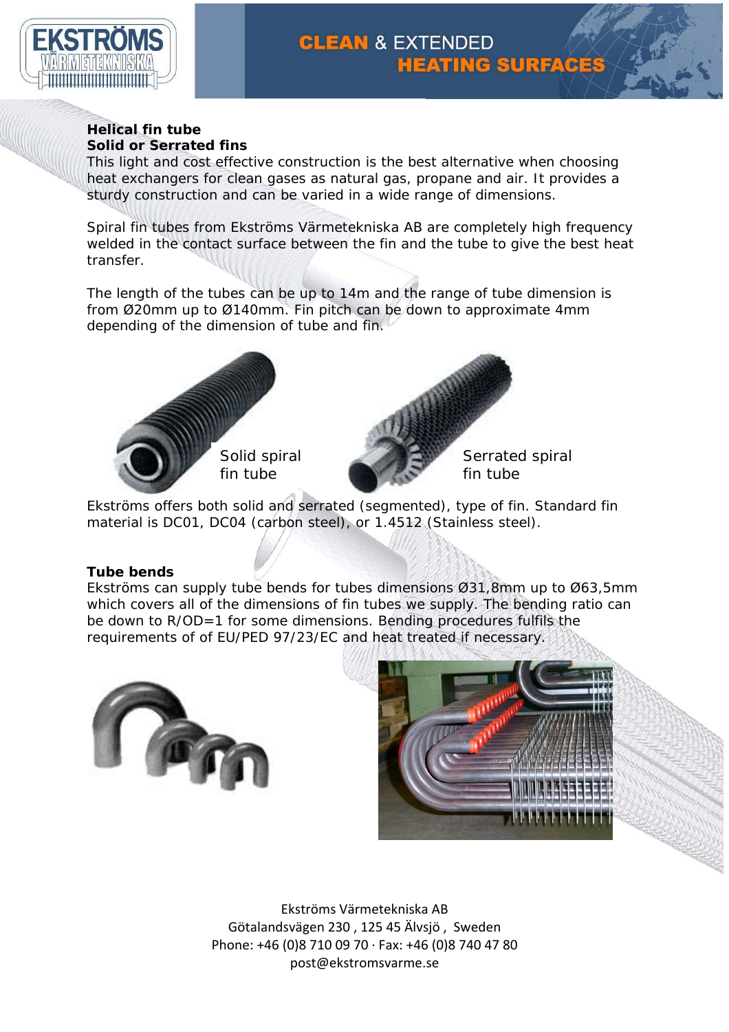## Helical fin tube
### Solid or Serrated fins

This light and cost effective construction is the best alternative when choosing heat exchangers for clean gases as natural gas, propane and air. It provides a sturdy construction and can be varied in a wide range of dimensions.

Spiral fin tubes from Ekströms Värmetekniska AB are completely high frequency welded in the contact surface between the fin and the tube to give the best heat transfer.

The length of the tubes can be up to 14m and the range of tube dimension is from Ø20mm up to Ø140mm. Fin pitch can be down to approximate 4mm depending of the dimension of tube and fin.

Solid spiral fin tube

Serrated spiral fin tube

Ekströms offers both solid and serrated (segmented), type of fin. Standard fin material is DC01, DC04 (carbon steel), or 1.4512 (Stainless steel).

## Tube bends

Ekströms can supply tube bends for tubes dimensions Ø31,8mm up to Ø63,5mm which covers all of the dimensions of fin tubes we supply. The bending ratio can be down to R/OD=1 for some dimensions. Bending procedures fulfils the requirements of of EU/PED 97/23/EC and heat treated if necessary.

Ekströms Värmetekniska AB
Götalandsvägen 230 , 125 45 Älvsjö , Sweden
Phone: +46 (0)8 710 09 70 · Fax: +46 (0)8 740 47 80
post@ekstromsvarme.se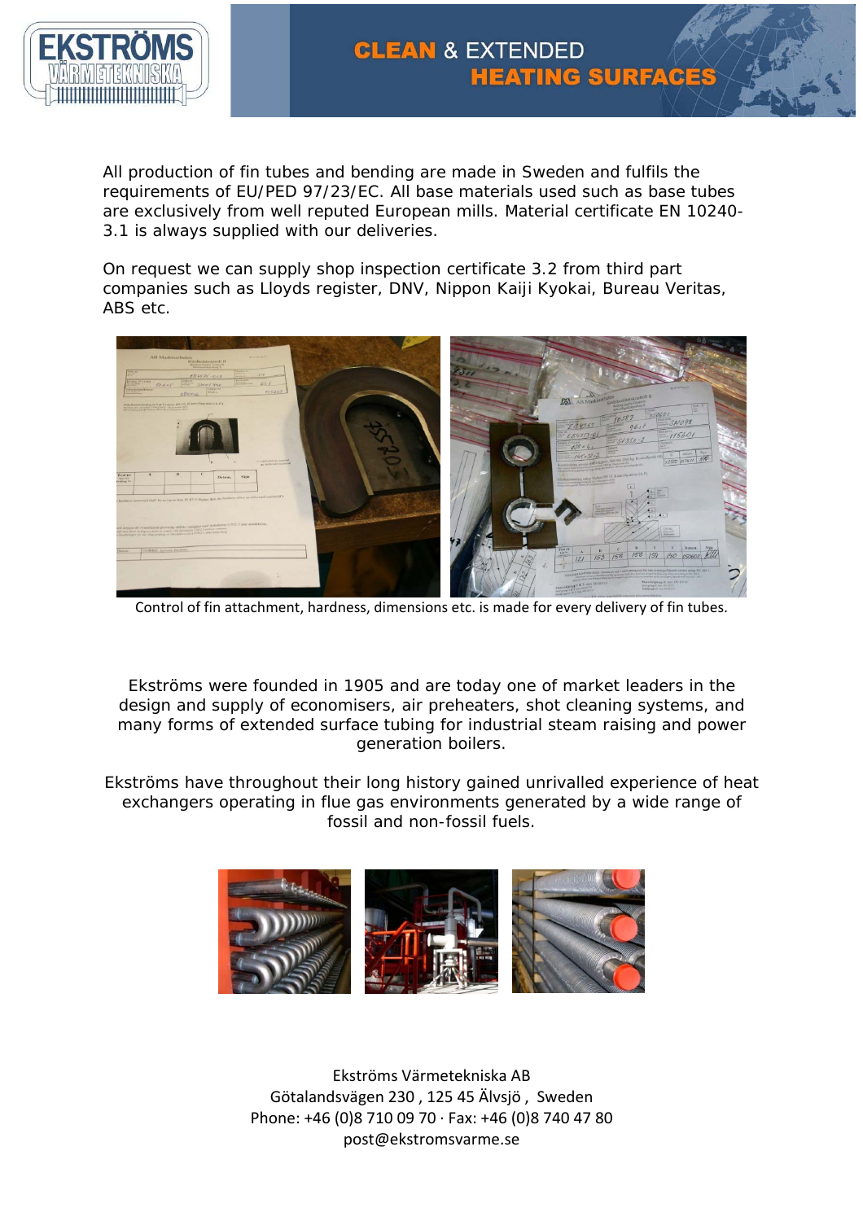All production of fin tubes and bending are made in Sweden and fulfils the requirements of EU/PED 97/23/EC. All base materials used such as base tubes are exclusively from well reputed European mills. Material certificate EN 10240-3.1 is always supplied with our deliveries.

On request we can supply shop inspection certificate 3.2 from third part companies such as Lloyds register, DNV, Nippon Kaiji Kyokai, Bureau Veritas, ABS etc.

Control of fin attachment, hardness, dimensions etc. is made for every delivery of fin tubes.

Ekströms were founded in 1905 and are today one of market leaders in the design and supply of economisers, air preheaters, shot cleaning systems, and many forms of extended surface tubing for industrial steam raising and power generation boilers.

Ekströms have throughout their long history gained unrivalled experience of heat exchangers operating in flue gas environments generated by a wide range of fossil and non-fossil fuels.

Ekströms Värmetekniska AB
Götalandsvägen 230 , 125 45 Älvsjö , Sweden
Phone: +46 (0)8 710 09 70 · Fax: +46 (0)8 740 47 80
post@ekstromsvarme.se